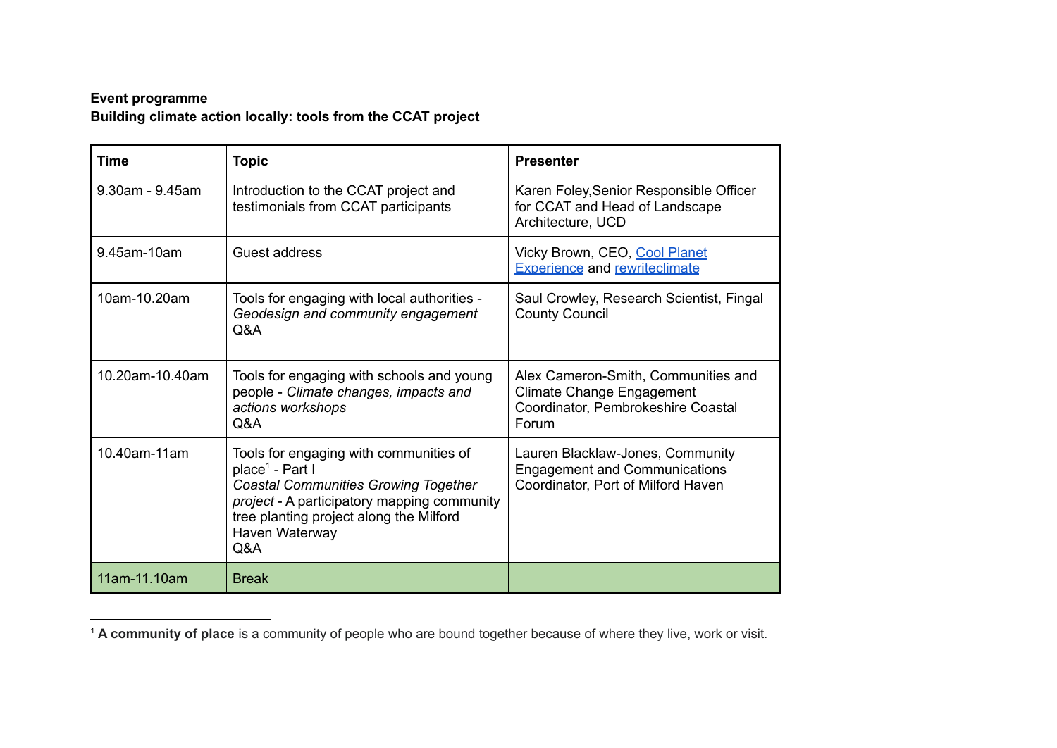**Event programme**
**Building climate action locally: tools from the CCAT project**

| Time | Topic | Presenter |
|---|---|---|
| 9.30am - 9.45am | Introduction to the CCAT project and testimonials from CCAT participants | Karen Foley,Senior Responsible Officer for CCAT and Head of Landscape Architecture, UCD |
| 9.45am-10am | Guest address | Vicky Brown, CEO, Cool Planet Experience and rewriteclimate |
| 10am-10.20am | Tools for engaging with local authorities - *Geodesign and community engagement* Q&A | Saul Crowley, Research Scientist, Fingal County Council |
| 10.20am-10.40am | Tools for engaging with schools and young people - *Climate changes, impacts and actions workshops* Q&A | Alex Cameron-Smith, Communities and Climate Change Engagement Coordinator, Pembrokeshire Coastal Forum |
| 10.40am-11am | Tools for engaging with communities of place[1] - Part I *Coastal Communities Growing Together project* - A participatory mapping community tree planting project along the Milford Haven Waterway Q&A | Lauren Blacklaw-Jones, Community Engagement and Communications Coordinator, Port of Milford Haven |
| 11am-11.10am | Break | |

[1] **A community of place** is a community of people who are bound together because of where they live, work or visit.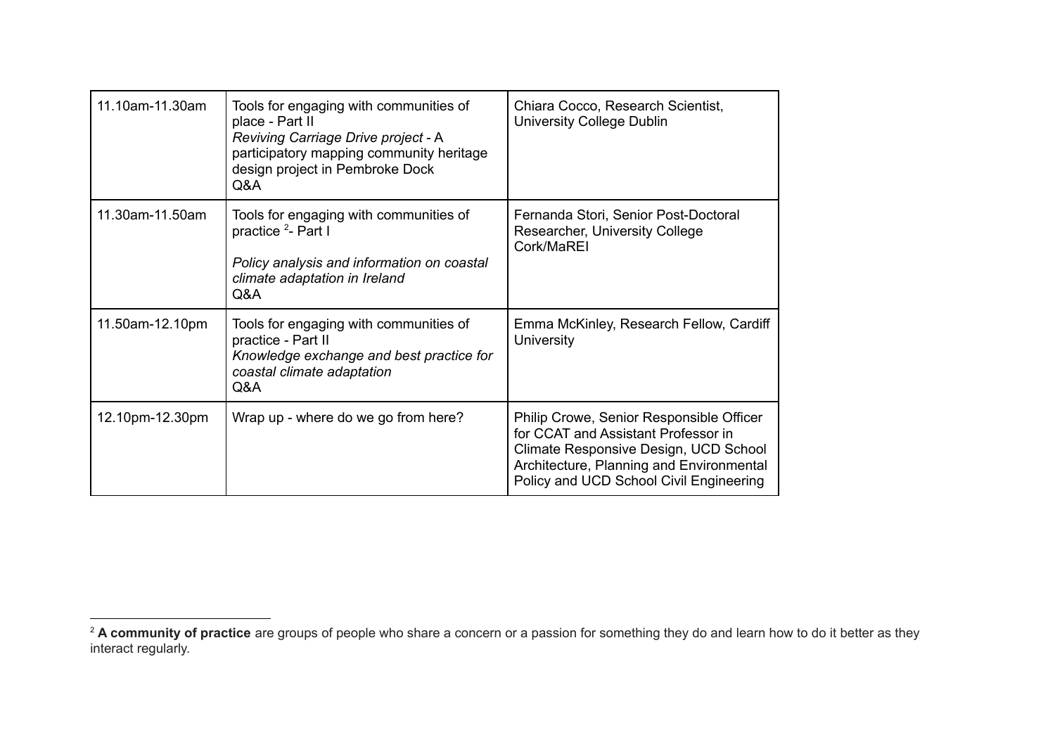| | | |
|---|---|---|
| 11.10am-11.30am | Tools for engaging with communities of place - Part II<br>*Reviving Carriage Drive project* - A participatory mapping community heritage design project in Pembroke Dock<br>Q&A | Chiara Cocco, Research Scientist, University College Dublin |
| 11.30am-11.50am | Tools for engaging with communities of practice [2]- Part I<br><br>*Policy analysis and information on coastal climate adaptation in Ireland*<br>Q&A | Fernanda Stori, Senior Post-Doctoral Researcher, University College Cork/MaREI |
| 11.50am-12.10pm | Tools for engaging with communities of practice - Part II<br>*Knowledge exchange and best practice for coastal climate adaptation*<br>Q&A | Emma McKinley, Research Fellow, Cardiff University |
| 12.10pm-12.30pm | Wrap up - where do we go from here? | Philip Crowe, Senior Responsible Officer for CCAT and Assistant Professor in Climate Responsive Design, UCD School Architecture, Planning and Environmental Policy and UCD School Civil Engineering |

[2] **A community of practice** are groups of people who share a concern or a passion for something they do and learn how to do it better as they interact regularly.